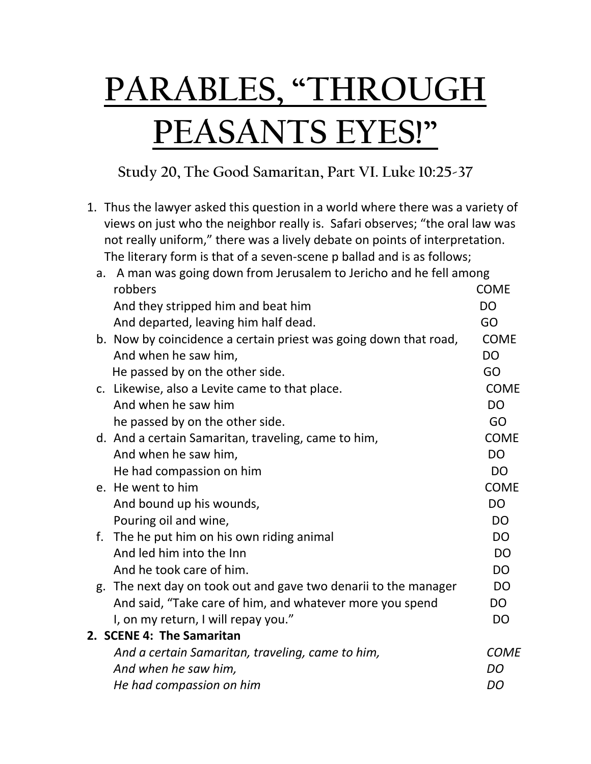# PARABLES, "THROUGH PEASANTS EYES!"

### Study 20, The Good Samaritan, Part VI. Luke 10:25-37

1. Thus the lawyer asked this question in a world where there was a variety of views on just who the neighbor really is. Safari observes; "the oral law was not really uniform," there was a lively debate on points of interpretation. The literary form is that of a seven-scene p ballad and is as follows;
   a. A man was going down from Jerusalem to Jericho and he fell among robbers COME
      And they stripped him and beat him DO
      And departed, leaving him half dead. GO
   b. Now by coincidence a certain priest was going down that road, COME
      And when he saw him, DO
      He passed by on the other side. GO
   c. Likewise, also a Levite came to that place. COME
      And when he saw him DO
      he passed by on the other side. GO
   d. And a certain Samaritan, traveling, came to him, COME
      And when he saw him, DO
      He had compassion on him DO
   e. He went to him COME
      And bound up his wounds, DO
      Pouring oil and wine, DO
   f. The he put him on his own riding animal DO
      And led him into the Inn DO
      And he took care of him. DO
   g. The next day on took out and gave two denarii to the manager DO
      And said, "Take care of him, and whatever more you spend DO
      I, on my return, I will repay you." DO

**2. SCENE 4: The Samaritan**

*And a certain Samaritan, traveling, came to him,* *COME*
*And when he saw him,* *DO*
*He had compassion on him* *DO*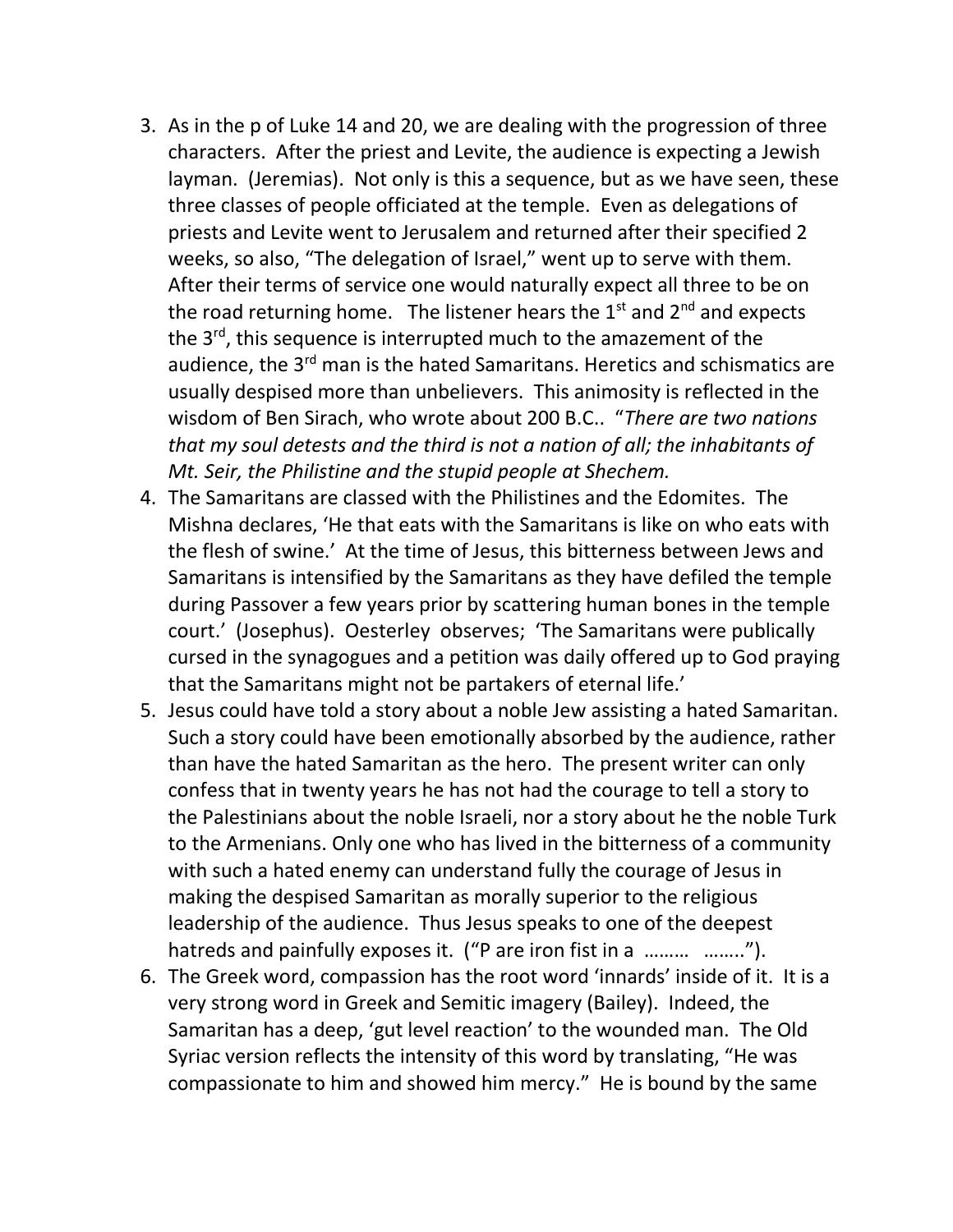3. As in the p of Luke 14 and 20, we are dealing with the progression of three characters. After the priest and Levite, the audience is expecting a Jewish layman. (Jeremias). Not only is this a sequence, but as we have seen, these three classes of people officiated at the temple. Even as delegations of priests and Levite went to Jerusalem and returned after their specified 2 weeks, so also, "The delegation of Israel," went up to serve with them. After their terms of service one would naturally expect all three to be on the road returning home. The listener hears the 1st and 2nd and expects the 3rd, this sequence is interrupted much to the amazement of the audience, the 3rd man is the hated Samaritans. Heretics and schismatics are usually despised more than unbelievers. This animosity is reflected in the wisdom of Ben Sirach, who wrote about 200 B.C.. "*There are two nations that my soul detests and the third is not a nation of all; the inhabitants of Mt. Seir, the Philistine and the stupid people at Shechem.*
4. The Samaritans are classed with the Philistines and the Edomites. The Mishna declares, 'He that eats with the Samaritans is like on who eats with the flesh of swine.' At the time of Jesus, this bitterness between Jews and Samaritans is intensified by the Samaritans as they have defiled the temple during Passover a few years prior by scattering human bones in the temple court.' (Josephus). Oesterley observes; 'The Samaritans were publically cursed in the synagogues and a petition was daily offered up to God praying that the Samaritans might not be partakers of eternal life.'
5. Jesus could have told a story about a noble Jew assisting a hated Samaritan. Such a story could have been emotionally absorbed by the audience, rather than have the hated Samaritan as the hero. The present writer can only confess that in twenty years he has not had the courage to tell a story to the Palestinians about the noble Israeli, nor a story about he the noble Turk to the Armenians. Only one who has lived in the bitterness of a community with such a hated enemy can understand fully the courage of Jesus in making the despised Samaritan as morally superior to the religious leadership of the audience. Thus Jesus speaks to one of the deepest hatreds and painfully exposes it. ("P are iron fist in a ……… ……..").
6. The Greek word, compassion has the root word 'innards' inside of it. It is a very strong word in Greek and Semitic imagery (Bailey). Indeed, the Samaritan has a deep, 'gut level reaction' to the wounded man. The Old Syriac version reflects the intensity of this word by translating, "He was compassionate to him and showed him mercy." He is bound by the same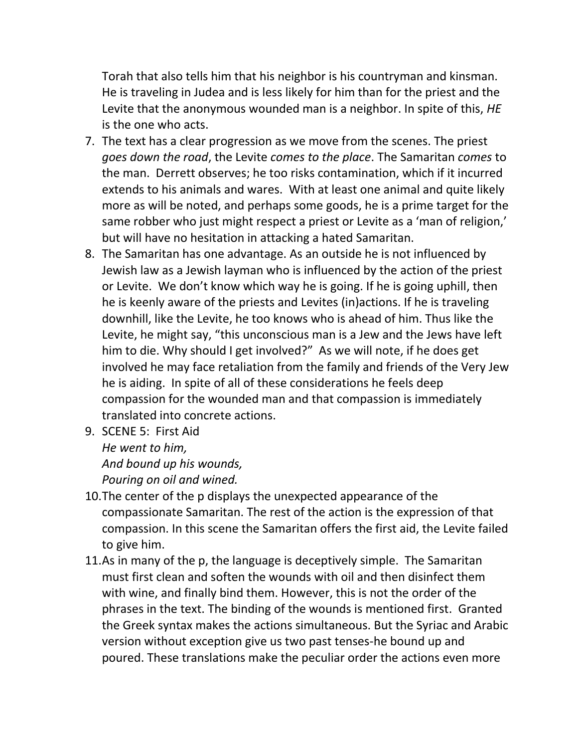Torah that also tells him that his neighbor is his countryman and kinsman. He is traveling in Judea and is less likely for him than for the priest and the Levite that the anonymous wounded man is a neighbor. In spite of this, *HE* is the one who acts.

7. The text has a clear progression as we move from the scenes. The priest *goes down the road*, the Levite *comes to the place*. The Samaritan *comes* to the man. Derrett observes; he too risks contamination, which if it incurred extends to his animals and wares. With at least one animal and quite likely more as will be noted, and perhaps some goods, he is a prime target for the same robber who just might respect a priest or Levite as a 'man of religion,' but will have no hesitation in attacking a hated Samaritan.
8. The Samaritan has one advantage. As an outside he is not influenced by Jewish law as a Jewish layman who is influenced by the action of the priest or Levite. We don't know which way he is going. If he is going uphill, then he is keenly aware of the priests and Levites (in)actions. If he is traveling downhill, like the Levite, he too knows who is ahead of him. Thus like the Levite, he might say, "this unconscious man is a Jew and the Jews have left him to die. Why should I get involved?" As we will note, if he does get involved he may face retaliation from the family and friends of the Very Jew he is aiding. In spite of all of these considerations he feels deep compassion for the wounded man and that compassion is immediately translated into concrete actions.
9. SCENE 5: First Aid
   *He went to him,*
   *And bound up his wounds,*
   *Pouring on oil and wined.*
10. The center of the p displays the unexpected appearance of the compassionate Samaritan. The rest of the action is the expression of that compassion. In this scene the Samaritan offers the first aid, the Levite failed to give him.
11. As in many of the p, the language is deceptively simple. The Samaritan must first clean and soften the wounds with oil and then disinfect them with wine, and finally bind them. However, this is not the order of the phrases in the text. The binding of the wounds is mentioned first. Granted the Greek syntax makes the actions simultaneous. But the Syriac and Arabic version without exception give us two past tenses-he bound up and poured. These translations make the peculiar order the actions even more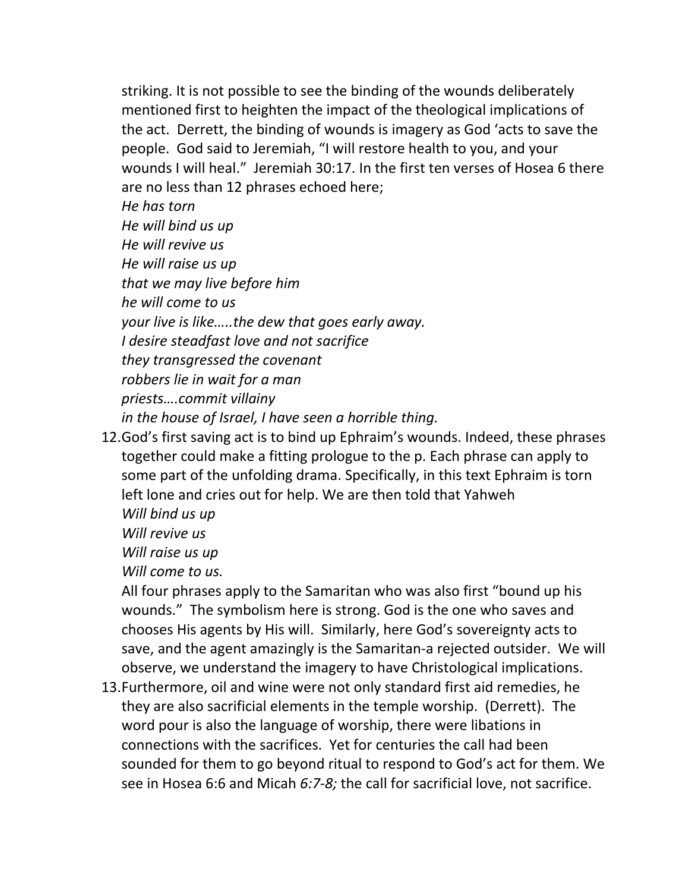striking. It is not possible to see the binding of the wounds deliberately mentioned first to heighten the impact of the theological implications of the act. Derrett, the binding of wounds is imagery as God 'acts to save the people. God said to Jeremiah, "I will restore health to you, and your wounds I will heal." Jeremiah 30:17. In the first ten verses of Hosea 6 there are no less than 12 phrases echoed here;

*He has torn*
*He will bind us up*
*He will revive us*
*He will raise us up*
*that we may live before him*
*he will come to us*
*your live is like…..the dew that goes early away.*
*I desire steadfast love and not sacrifice*
*they transgressed the covenant*
*robbers lie in wait for a man*
*priests….commit villainy*
*in the house of Israel, I have seen a horrible thing.*

12. God's first saving act is to bind up Ephraim's wounds. Indeed, these phrases together could make a fitting prologue to the p. Each phrase can apply to some part of the unfolding drama. Specifically, in this text Ephraim is torn left lone and cries out for help. We are then told that Yahweh
    *Will bind us up*
    *Will revive us*
    *Will raise us up*
    *Will come to us.*
    All four phrases apply to the Samaritan who was also first "bound up his wounds." The symbolism here is strong. God is the one who saves and chooses His agents by His will. Similarly, here God's sovereignty acts to save, and the agent amazingly is the Samaritan-a rejected outsider. We will observe, we understand the imagery to have Christological implications.
13. Furthermore, oil and wine were not only standard first aid remedies, he they are also sacrificial elements in the temple worship. (Derrett). The word pour is also the language of worship, there were libations in connections with the sacrifices. Yet for centuries the call had been sounded for them to go beyond ritual to respond to God's act for them. We see in Hosea 6:6 and Micah *6:7-8;* the call for sacrificial love, not sacrifice.